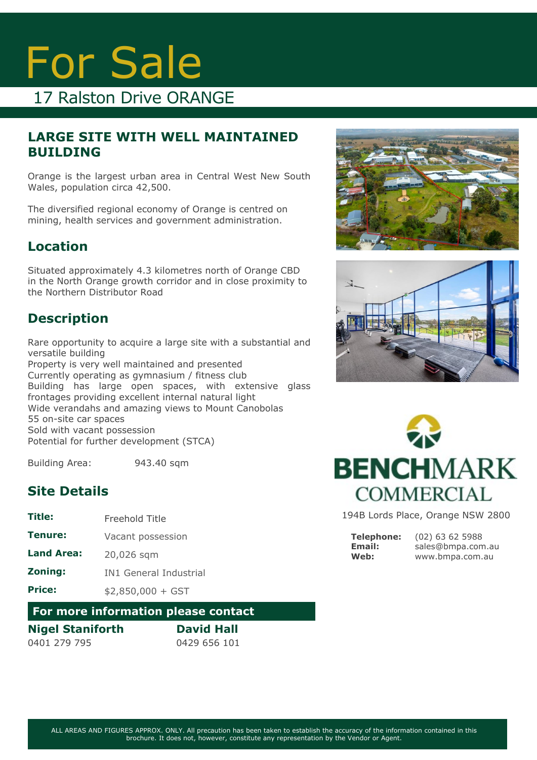# For Sale

## 17 Ralston Drive ORANGE

### LARGE SITE WITH WELL MAINTAINED BUILDING

Orange is the largest urban area in Central West New South Wales, population circa 42,500.

The diversified regional economy of Orange is centred on mining, health services and government administration.

### Location

Situated approximately 4.3 kilometres north of Orange CBD in the North Orange growth corridor and in close proximity to the Northern Distributor Road

### Description

Rare opportunity to acquire a large site with a substantial and versatile building
Property is very well maintained and presented
Currently operating as gymnasium / fitness club
Building has large open spaces, with extensive glass frontages providing excellent internal natural light
Wide verandahs and amazing views to Mount Canobolas
55 on-site car spaces
Sold with vacant possession
Potential for further development (STCA)

Building Area: 943.40 sqm

### Site Details

| | |
|---|---|
| **Title:** | Freehold Title |
| **Tenure:** | Vacant possession |
| **Land Area:** | 20,026 sqm |
| **Zoning:** | IN1 General Industrial |
| **Price:** | $2,850,000 + GST |

**For more information please contact**

**Nigel Staniforth**
0401 279 795

**David Hall**
0429 656 101

BENCHMARK COMMERCIAL

194B Lords Place, Orange NSW 2800

**Telephone:** (02) 63 62 5988
**Email:** sales@bmpa.com.au
**Web:** www.bmpa.com.au

ALL AREAS AND FIGURES APPROX. ONLY. All precaution has been taken to establish the accuracy of the information contained in this brochure. It does not, however, constitute any representation by the Vendor or Agent.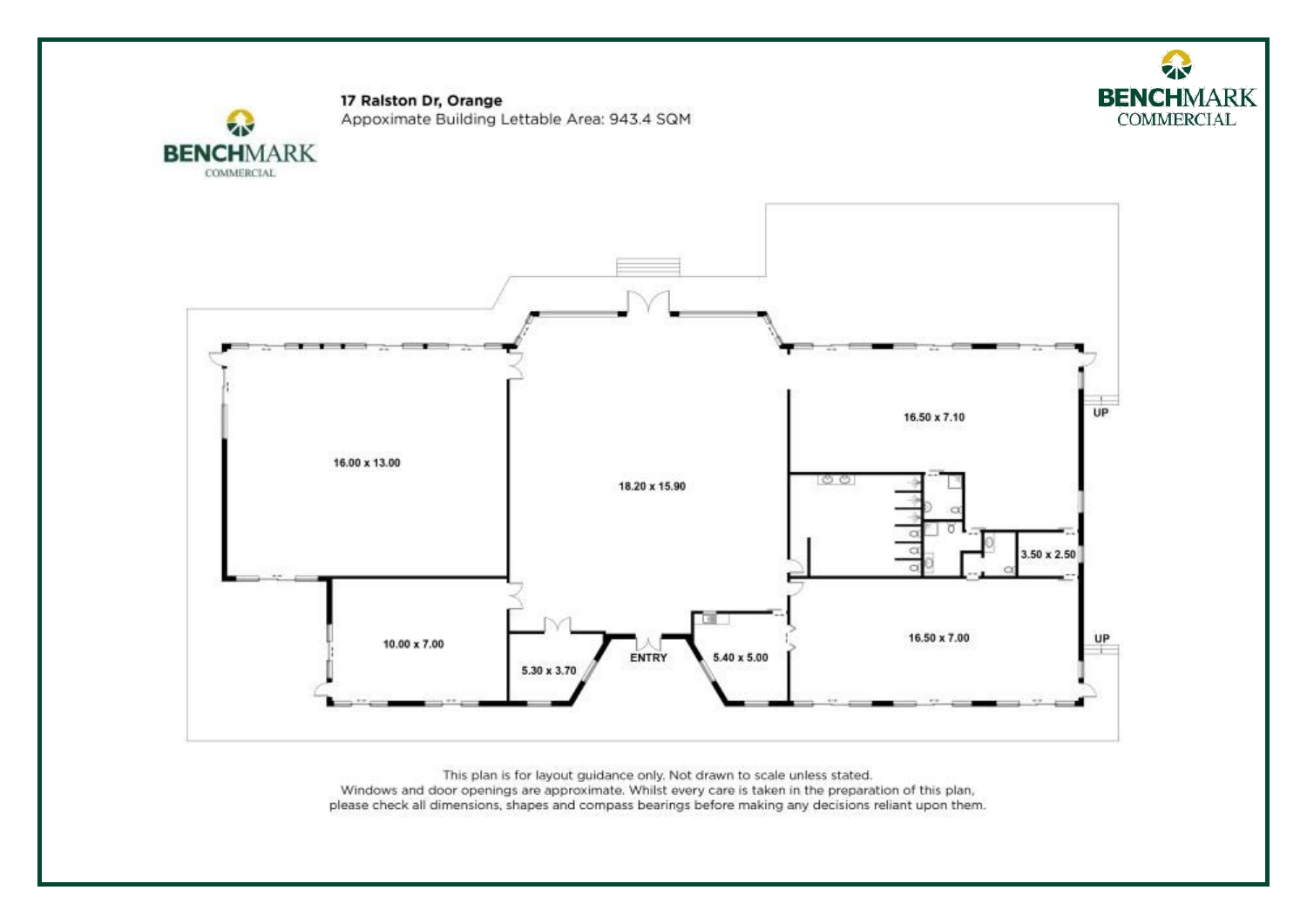17 Ralston Dr, Orange
Appoximate Building Lettable Area: 943.4 SQM

BENCHMARK COMMERCIAL

16.00 x 13.00

18.20 x 15.90

16.50 x 7.10

UP

3.50 x 2.50

10.00 x 7.00

5.30 x 3.70

ENTRY

5.40 x 5.00

16.50 x 7.00

UP

This plan is for layout guidance only. Not drawn to scale unless stated.
Windows and door openings are approximate. Whilst every care is taken in the preparation of this plan, please check all dimensions, shapes and compass bearings before making any decisions reliant upon them.